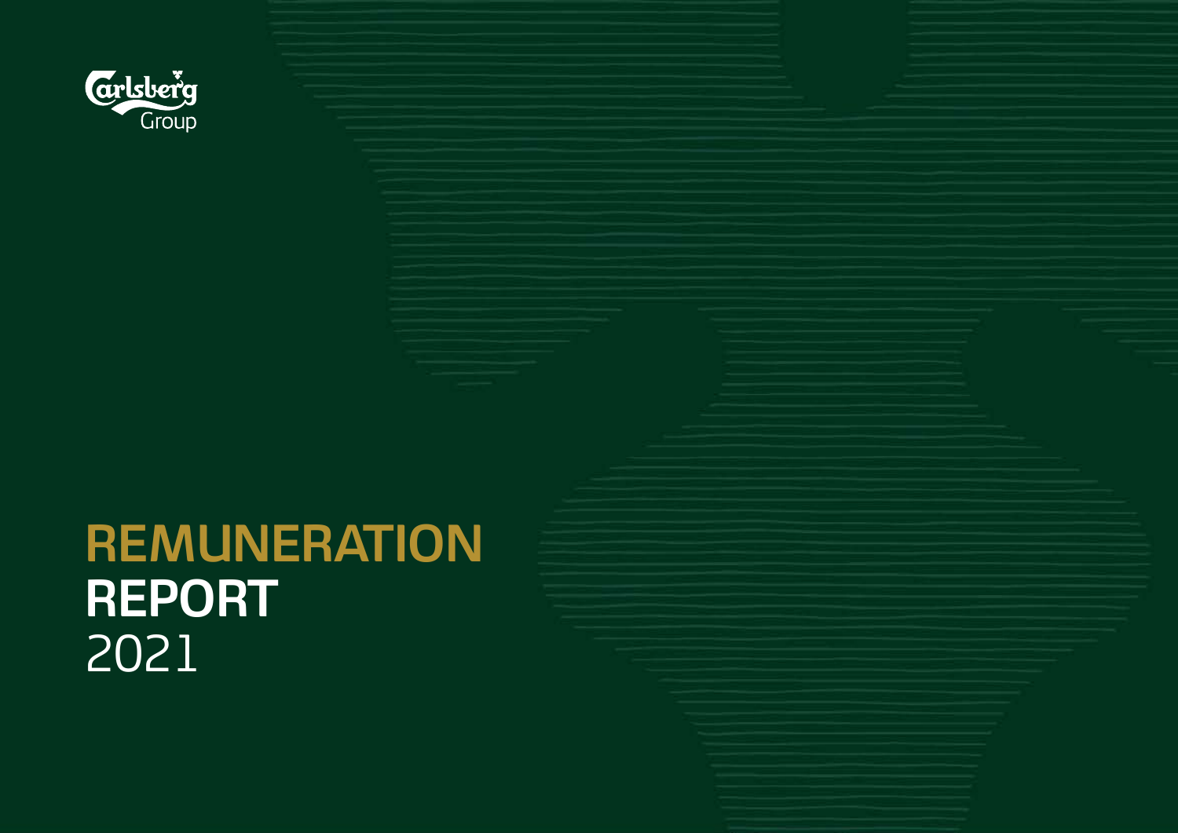Carlsberg Group

# REMUNERATION REPORT 2021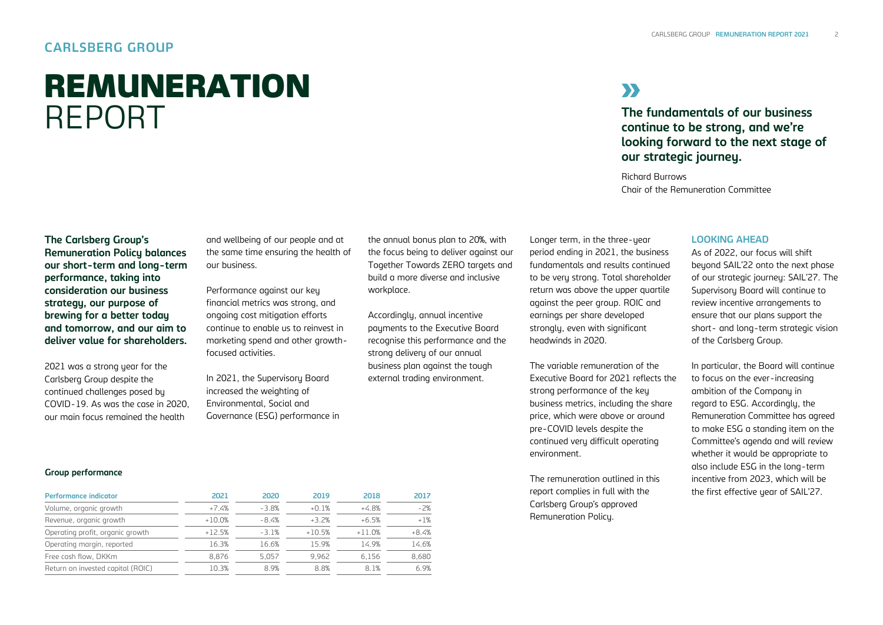## CARLSBERG GROUP

# REMUNERATION REPORT

**The fundamentals of our business continue to be strong, and we're looking forward to the next stage of our strategic journey.**

Richard Burrows
Chair of the Remuneration Committee

**The Carlsberg Group's Remuneration Policy balances our short-term and long-term performance, taking into consideration our business strategy, our purpose of brewing for a better today and tomorrow, and our aim to deliver value for shareholders.**

2021 was a strong year for the Carlsberg Group despite the continued challenges posed by COVID-19. As was the case in 2020, our main focus remained the health and wellbeing of our people and at the same time ensuring the health of our business.

Performance against our key financial metrics was strong, and ongoing cost mitigation efforts continue to enable us to reinvest in marketing spend and other growth-focused activities.

In 2021, the Supervisory Board increased the weighting of Environmental, Social and Governance (ESG) performance in the annual bonus plan to 20%, with the focus being to deliver against our Together Towards ZERO targets and build a more diverse and inclusive workplace.

Accordingly, annual incentive payments to the Executive Board recognise this performance and the strong delivery of our annual business plan against the tough external trading environment.

Longer term, in the three-year period ending in 2021, the business fundamentals and results continued to be very strong. Total shareholder return was above the upper quartile against the peer group. ROIC and earnings per share developed strongly, even with significant headwinds in 2020.

The variable remuneration of the Executive Board for 2021 reflects the strong performance of the key business metrics, including the share price, which were above or around pre-COVID levels despite the continued very difficult operating environment.

The remuneration outlined in this report complies in full with the Carlsberg Group's approved Remuneration Policy.

### LOOKING AHEAD

As of 2022, our focus will shift beyond SAIL'22 onto the next phase of our strategic journey: SAIL'27. The Supervisory Board will continue to review incentive arrangements to ensure that our plans support the short- and long-term strategic vision of the Carlsberg Group.

In particular, the Board will continue to focus on the ever-increasing ambition of the Company in regard to ESG. Accordingly, the Remuneration Committee has agreed to make ESG a standing item on the Committee's agenda and will review whether it would be appropriate to also include ESG in the long-term incentive from 2023, which will be the first effective year of SAIL'27.

**Group performance**

| Performance indicator | 2021 | 2020 | 2019 | 2018 | 2017 |
|---|---|---|---|---|---|
| Volume, organic growth | +7.4% | -3.8% | +0.1% | +4.8% | -2% |
| Revenue, organic growth | +10.0% | -8.4% | +3.2% | +6.5% | +1% |
| Operating profit, organic growth | +12.5% | -3.1% | +10.5% | +11.0% | +8.4% |
| Operating margin, reported | 16.3% | 16.6% | 15.9% | 14.9% | 14.6% |
| Free cash flow, DKKm | 8,876 | 5,057 | 9,962 | 6,156 | 8,680 |
| Return on invested capital (ROIC) | 10.3% | 8.9% | 8.8% | 8.1% | 6.9% |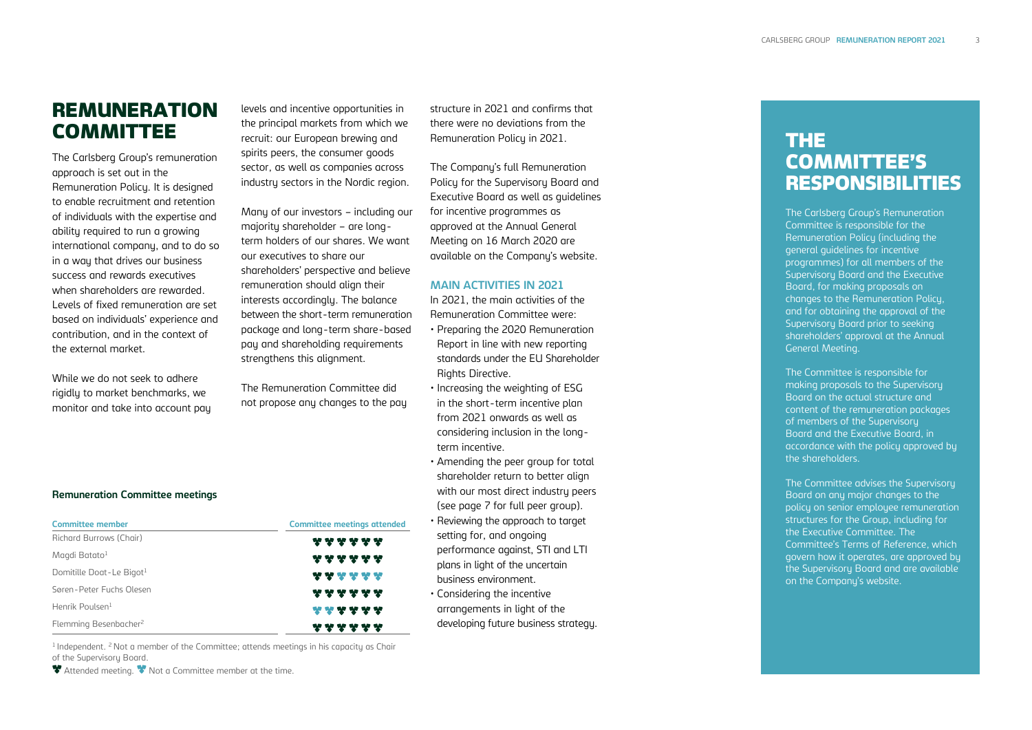# REMUNERATION COMMITTEE

The Carlsberg Group's remuneration approach is set out in the Remuneration Policy. It is designed to enable recruitment and retention of individuals with the expertise and ability required to run a growing international company, and to do so in a way that drives our business success and rewards executives when shareholders are rewarded. Levels of fixed remuneration are set based on individuals' experience and contribution, and in the context of the external market.

While we do not seek to adhere rigidly to market benchmarks, we monitor and take into account pay levels and incentive opportunities in the principal markets from which we recruit: our European brewing and spirits peers, the consumer goods sector, as well as companies across industry sectors in the Nordic region.

Many of our investors – including our majority shareholder – are long-term holders of our shares. We want our executives to share our shareholders' perspective and believe remuneration should align their interests accordingly. The balance between the short-term remuneration package and long-term share-based pay and shareholding requirements strengthens this alignment.

The Remuneration Committee did not propose any changes to the pay structure in 2021 and confirms that there were no deviations from the Remuneration Policy in 2021.

The Company's full Remuneration Policy for the Supervisory Board and Executive Board as well as guidelines for incentive programmes as approved at the Annual General Meeting on 16 March 2020 are available on the Company's website.

### MAIN ACTIVITIES IN 2021

In 2021, the main activities of the Remuneration Committee were:

- Preparing the 2020 Remuneration Report in line with new reporting standards under the EU Shareholder Rights Directive.
- Increasing the weighting of ESG in the short-term incentive plan from 2021 onwards as well as considering inclusion in the long-term incentive.
- Amending the peer group for total shareholder return to better align with our most direct industry peers (see page 7 for full peer group).
- Reviewing the approach to target setting for, and ongoing performance against, STI and LTI plans in light of the uncertain business environment.
- Considering the incentive arrangements in light of the developing future business strategy.

**Remuneration Committee meetings**

| Committee member | Committee meetings attended |
|---|---|
| Richard Burrows (Chair) | ● ● ● ● ● ● |
| Magdi Batato[1] | ● ● ● ● ● ● |
| Domitille Doat-Le Bigot[1] | ● ● ○ ○ ○ ○ |
| Søren-Peter Fuchs Olesen | ● ● ● ● ● ● |
| Henrik Poulsen[1] | ○ ○ ● ● ● ● |
| Flemming Besenbacher[2] | ● ● ● ● ● ● |

[1] Independent. [2] Not a member of the Committee; attends meetings in his capacity as Chair of the Supervisory Board.

● Attended meeting. ○ Not a Committee member at the time.

## THE COMMITTEE'S RESPONSIBILITIES

The Carlsberg Group's Remuneration Committee is responsible for the Remuneration Policy (including the general guidelines for incentive programmes) for all members of the Supervisory Board and the Executive Board, for making proposals on changes to the Remuneration Policy, and for obtaining the approval of the Supervisory Board prior to seeking shareholders' approval at the Annual General Meeting.

The Committee is responsible for making proposals to the Supervisory Board on the actual structure and content of the remuneration packages of members of the Supervisory Board and the Executive Board, in accordance with the policy approved by the shareholders.

The Committee advises the Supervisory Board on any major changes to the policy on senior employee remuneration structures for the Group, including for the Executive Committee. The Committee's Terms of Reference, which govern how it operates, are approved by the Supervisory Board and are available on the Company's website.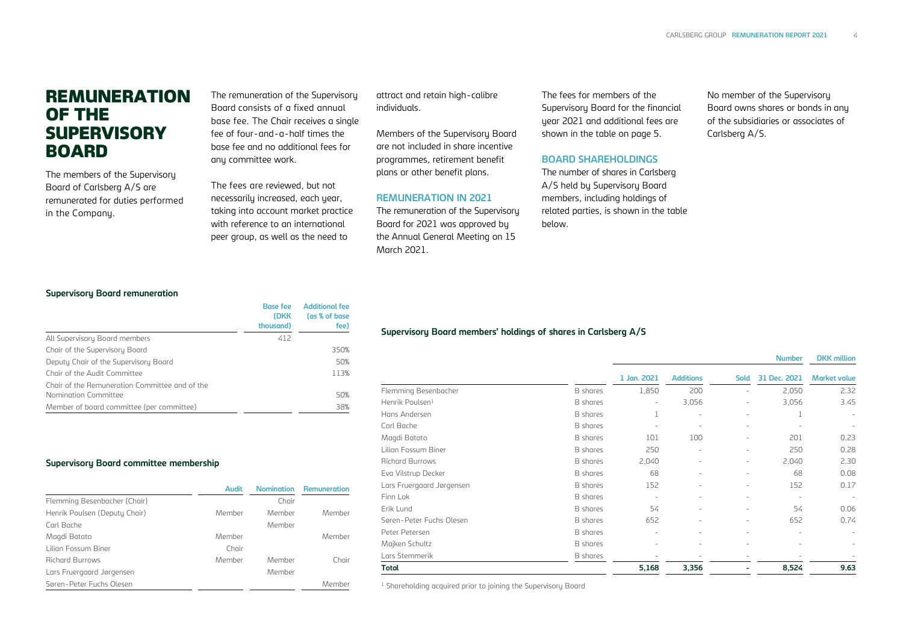# REMUNERATION OF THE SUPERVISORY BOARD

The members of the Supervisory Board of Carlsberg A/S are remunerated for duties performed in the Company.

The remuneration of the Supervisory Board consists of a fixed annual base fee. The Chair receives a single fee of four-and-a-half times the base fee and no additional fees for any committee work.

The fees are reviewed, but not necessarily increased, each year, taking into account market practice with reference to an international peer group, as well as the need to attract and retain high-calibre individuals.

Members of the Supervisory Board are not included in share incentive programmes, retirement benefit plans or other benefit plans.

## REMUNERATION IN 2021

The remuneration of the Supervisory Board for 2021 was approved by the Annual General Meeting on 15 March 2021.

The fees for members of the Supervisory Board for the financial year 2021 and additional fees are shown in the table on page 5.

## BOARD SHAREHOLDINGS

The number of shares in Carlsberg A/S held by Supervisory Board members, including holdings of related parties, is shown in the table below.

No member of the Supervisory Board owns shares or bonds in any of the subsidiaries or associates of Carlsberg A/S.

### Supervisory Board remuneration

| | Base fee (DKK thousand) | Additional fee (as % of base fee) |
|---|---|---|
| All Supervisory Board members | 412 | |
| Chair of the Supervisory Board | | 350% |
| Deputy Chair of the Supervisory Board | | 50% |
| Chair of the Audit Committee | | 113% |
| Chair of the Remuneration Committee and of the Nomination Committee | | 50% |
| Member of board committee (per committee) | | 38% |

### Supervisory Board committee membership

| | Audit | Nomination | Remuneration |
|---|---|---|---|
| Flemming Besenbacher (Chair) | | Chair | |
| Henrik Poulsen (Deputy Chair) | Member | Member | Member |
| Carl Bache | | Member | |
| Magdi Batato | Member | | Member |
| Lilian Fossum Biner | Chair | | |
| Richard Burrows | Member | Member | Chair |
| Lars Fruergaard Jørgensen | | Member | |
| Søren-Peter Fuchs Olesen | | | Member |

### Supervisory Board members' holdings of shares in Carlsberg A/S

| | | Number | | | | DKK million |
|---|---|---|---|---|---|---|
| | | 1 Jan. 2021 | Additions | Sold | 31 Dec. 2021 | Market value |
| Flemming Besenbacher | B shares | 1,850 | 200 | - | 2,050 | 2.32 |
| Henrik Poulsen[1] | B shares | - | 3,056 | - | 3,056 | 3.45 |
| Hans Andersen | B shares | 1 | - | - | 1 | - |
| Carl Bache | B shares | - | - | - | - | - |
| Magdi Batato | B shares | 101 | 100 | - | 201 | 0.23 |
| Lilian Fossum Biner | B shares | 250 | - | - | 250 | 0.28 |
| Richard Burrows | B shares | 2,040 | - | - | 2,040 | 2.30 |
| Eva Vilstrup Decker | B shares | 68 | - | - | 68 | 0.08 |
| Lars Fruergaard Jørgensen | B shares | 152 | - | - | 152 | 0.17 |
| Finn Lok | B shares | - | - | - | - | - |
| Erik Lund | B shares | 54 | - | - | 54 | 0.06 |
| Søren-Peter Fuchs Olesen | B shares | 652 | - | - | 652 | 0.74 |
| Peter Petersen | B shares | - | - | - | - | - |
| Majken Schultz | B shares | - | - | - | - | - |
| Lars Stemmerik | B shares | - | - | - | - | - |
| **Total** | | **5,168** | **3,356** | **-** | **8,524** | **9.63** |

[1] Shareholding acquired prior to joining the Supervisory Board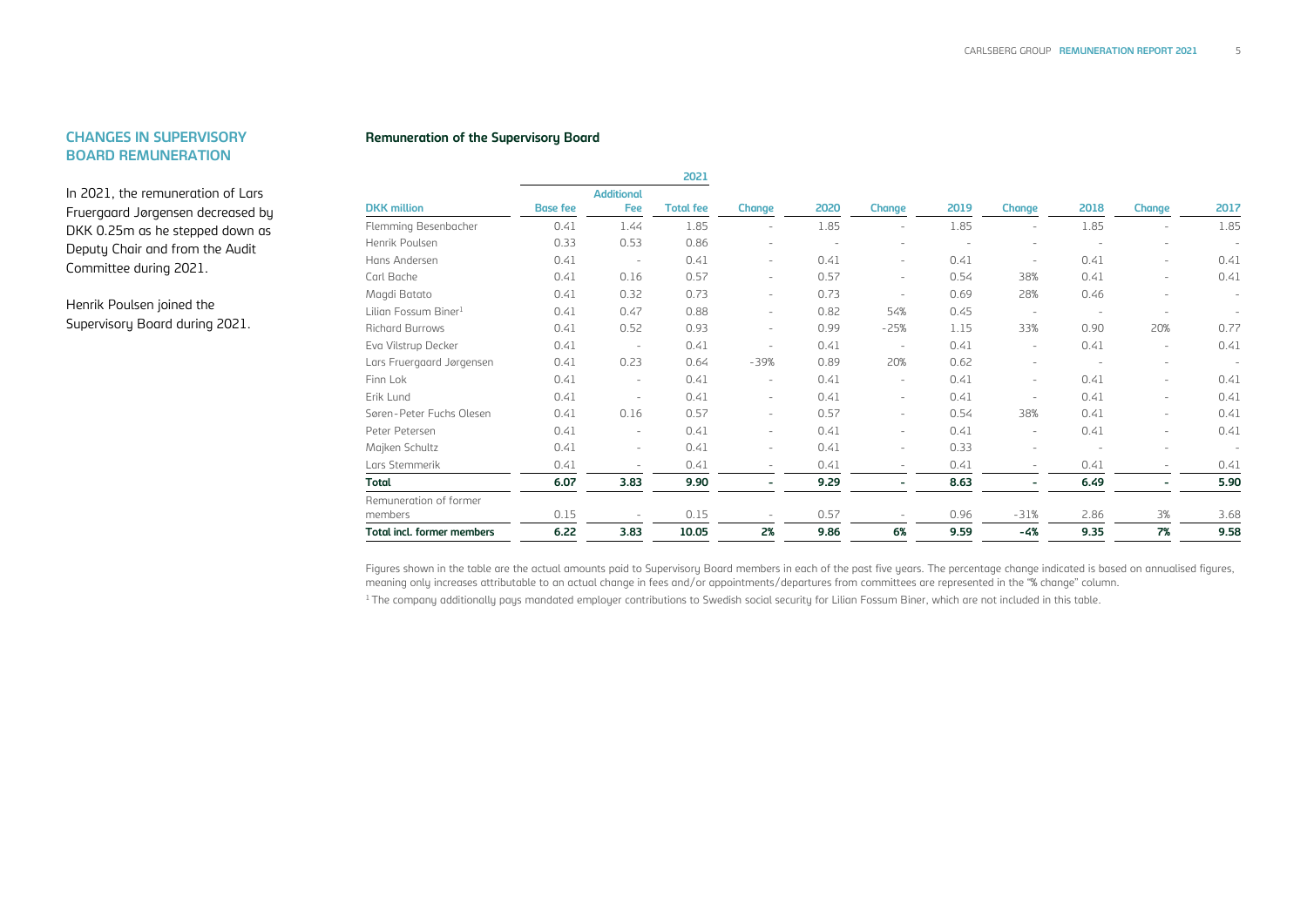## CHANGES IN SUPERVISORY BOARD REMUNERATION

In 2021, the remuneration of Lars Fruergaard Jørgensen decreased by DKK 0.25m as he stepped down as Deputy Chair and from the Audit Committee during 2021.

Henrik Poulsen joined the Supervisory Board during 2021.

### Remuneration of the Supervisory Board

| | 2021 | | | | | | | | | | |
|---|---|---|---|---|---|---|---|---|---|---|---|
| DKK million | Base fee | Additional Fee | Total fee | Change | 2020 | Change | 2019 | Change | 2018 | Change | 2017 |
| Flemming Besenbacher | 0.41 | 1.44 | 1.85 | - | 1.85 | - | 1.85 | - | 1.85 | - | 1.85 |
| Henrik Poulsen | 0.33 | 0.53 | 0.86 | - | - | - | - | - | - | - | - |
| Hans Andersen | 0.41 | - | 0.41 | - | 0.41 | - | 0.41 | - | 0.41 | - | 0.41 |
| Carl Bache | 0.41 | 0.16 | 0.57 | - | 0.57 | - | 0.54 | 38% | 0.41 | - | 0.41 |
| Magdi Batato | 0.41 | 0.32 | 0.73 | - | 0.73 | - | 0.69 | 28% | 0.46 | - | - |
| Lilian Fossum Biner[1] | 0.41 | 0.47 | 0.88 | - | 0.82 | 54% | 0.45 | - | - | - | - |
| Richard Burrows | 0.41 | 0.52 | 0.93 | - | 0.99 | -25% | 1.15 | 33% | 0.90 | 20% | 0.77 |
| Eva Vilstrup Decker | 0.41 | - | 0.41 | - | 0.41 | - | 0.41 | - | 0.41 | - | 0.41 |
| Lars Fruergaard Jørgensen | 0.41 | 0.23 | 0.64 | -39% | 0.89 | 20% | 0.62 | - | - | - | - |
| Finn Lok | 0.41 | - | 0.41 | - | 0.41 | - | 0.41 | - | 0.41 | - | 0.41 |
| Erik Lund | 0.41 | - | 0.41 | - | 0.41 | - | 0.41 | - | 0.41 | - | 0.41 |
| Søren-Peter Fuchs Olesen | 0.41 | 0.16 | 0.57 | - | 0.57 | - | 0.54 | 38% | 0.41 | - | 0.41 |
| Peter Petersen | 0.41 | - | 0.41 | - | 0.41 | - | 0.41 | - | 0.41 | - | 0.41 |
| Majken Schultz | 0.41 | - | 0.41 | - | 0.41 | - | 0.33 | - | - | - | - |
| Lars Stemmerik | 0.41 | - | 0.41 | - | 0.41 | - | 0.41 | - | 0.41 | - | 0.41 |
| **Total** | **6.07** | **3.83** | **9.90** | **-** | **9.29** | **-** | **8.63** | **-** | **6.49** | **-** | **5.90** |
| Remuneration of former members | 0.15 | - | 0.15 | - | 0.57 | - | 0.96 | -31% | 2.86 | 3% | 3.68 |
| **Total incl. former members** | **6.22** | **3.83** | **10.05** | **2%** | **9.86** | **6%** | **9.59** | **-4%** | **9.35** | **7%** | **9.58** |

Figures shown in the table are the actual amounts paid to Supervisory Board members in each of the past five years. The percentage change indicated is based on annualised figures, meaning only increases attributable to an actual change in fees and/or appointments/departures from committees are represented in the "% change" column.

[1] The company additionally pays mandated employer contributions to Swedish social security for Lilian Fossum Biner, which are not included in this table.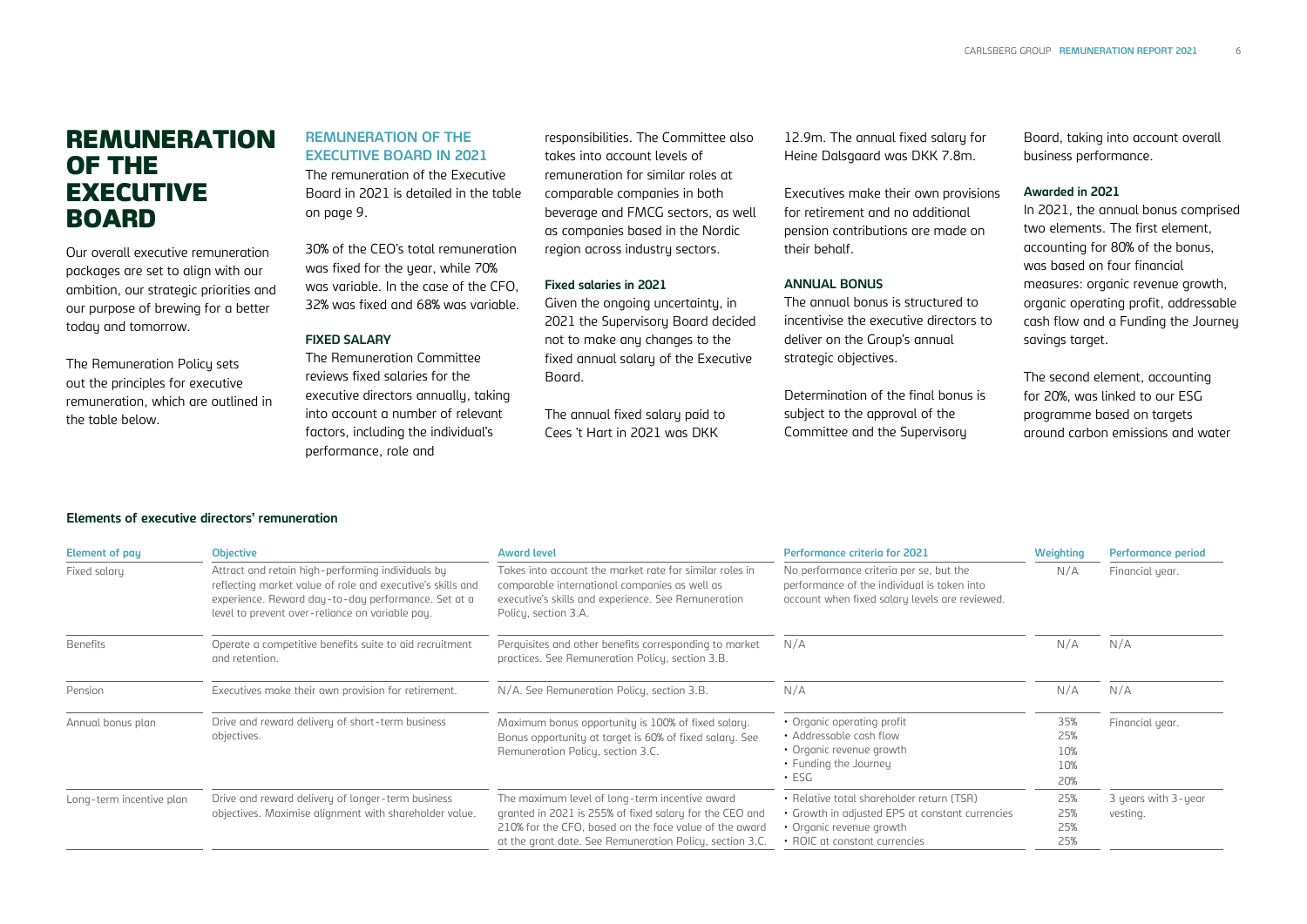# REMUNERATION OF THE EXECUTIVE BOARD

Our overall executive remuneration packages are set to align with our ambition, our strategic priorities and our purpose of brewing for a better today and tomorrow.

The Remuneration Policy sets out the principles for executive remuneration, which are outlined in the table below.

## REMUNERATION OF THE EXECUTIVE BOARD IN 2021

The remuneration of the Executive Board in 2021 is detailed in the table on page 9.

30% of the CEO's total remuneration was fixed for the year, while 70% was variable. In the case of the CFO, 32% was fixed and 68% was variable.

### FIXED SALARY

The Remuneration Committee reviews fixed salaries for the executive directors annually, taking into account a number of relevant factors, including the individual's performance, role and responsibilities. The Committee also takes into account levels of remuneration for similar roles at comparable companies in both beverage and FMCG sectors, as well as companies based in the Nordic region across industry sectors.

#### Fixed salaries in 2021

Given the ongoing uncertainty, in 2021 the Supervisory Board decided not to make any changes to the fixed annual salary of the Executive Board.

The annual fixed salary paid to Cees 't Hart in 2021 was DKK 12.9m. The annual fixed salary for Heine Dalsgaard was DKK 7.8m.

Executives make their own provisions for retirement and no additional pension contributions are made on their behalf.

### ANNUAL BONUS

The annual bonus is structured to incentivise the executive directors to deliver on the Group's annual strategic objectives.

Determination of the final bonus is subject to the approval of the Committee and the Supervisory Board, taking into account overall business performance.

#### Awarded in 2021

In 2021, the annual bonus comprised two elements. The first element, accounting for 80% of the bonus, was based on four financial measures: organic revenue growth, organic operating profit, addressable cash flow and a Funding the Journey savings target.

The second element, accounting for 20%, was linked to our ESG programme based on targets around carbon emissions and water

**Elements of executive directors' remuneration**

| Element of pay | Objective | Award level | Performance criteria for 2021 | Weighting | Performance period |
|---|---|---|---|---|---|
| Fixed salary | Attract and retain high-performing individuals by reflecting market value of role and executive's skills and experience. Reward day-to-day performance. Set at a level to prevent over-reliance on variable pay. | Takes into account the market rate for similar roles in comparable international companies as well as executive's skills and experience. See Remuneration Policy, section 3.A. | No performance criteria per se, but the performance of the individual is taken into account when fixed salary levels are reviewed. | N/A | Financial year. |
| Benefits | Operate a competitive benefits suite to aid recruitment and retention. | Perquisites and other benefits corresponding to market practices. See Remuneration Policy, section 3.B. | N/A | N/A | N/A |
| Pension | Executives make their own provision for retirement. | N/A. See Remuneration Policy, section 3.B. | N/A | N/A | N/A |
| Annual bonus plan | Drive and reward delivery of short-term business objectives. | Maximum bonus opportunity is 100% of fixed salary. Bonus opportunity at target is 60% of fixed salary. See Remuneration Policy, section 3.C. | • Organic operating profit<br>• Addressable cash flow<br>• Organic revenue growth<br>• Funding the Journey<br>• ESG | 35%<br>25%<br>10%<br>10%<br>20% | Financial year. |
| Long-term incentive plan | Drive and reward delivery of longer-term business objectives. Maximise alignment with shareholder value. | The maximum level of long-term incentive award granted in 2021 is 255% of fixed salary for the CEO and 210% for the CFO, based on the face value of the award at the grant date. See Remuneration Policy, section 3.C. | • Relative total shareholder return (TSR)<br>• Growth in adjusted EPS at constant currencies<br>• Organic revenue growth<br>• ROIC at constant currencies | 25%<br>25%<br>25%<br>25% | 3 years with 3-year vesting. |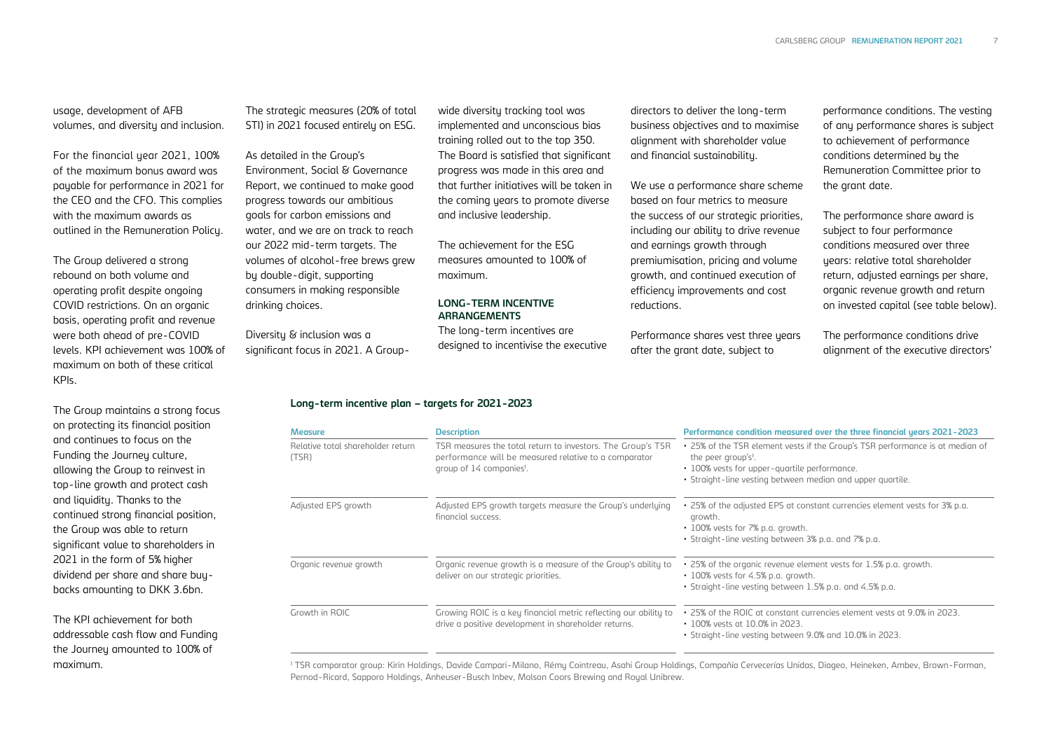usage, development of AFB volumes, and diversity and inclusion.

For the financial year 2021, 100% of the maximum bonus award was payable for performance in 2021 for the CEO and the CFO. This complies with the maximum awards as outlined in the Remuneration Policy.

The Group delivered a strong rebound on both volume and operating profit despite ongoing COVID restrictions. On an organic basis, operating profit and revenue were both ahead of pre-COVID levels. KPI achievement was 100% of maximum on both of these critical KPIs.

The Group maintains a strong focus on protecting its financial position and continues to focus on the Funding the Journey culture, allowing the Group to reinvest in top-line growth and protect cash and liquidity. Thanks to the continued strong financial position, the Group was able to return significant value to shareholders in 2021 in the form of 5% higher dividend per share and share buy-backs amounting to DKK 3.6bn.

The KPI achievement for both addressable cash flow and Funding the Journey amounted to 100% of maximum.

The strategic measures (20% of total STI) in 2021 focused entirely on ESG.

As detailed in the Group's Environment, Social & Governance Report, we continued to make good progress towards our ambitious goals for carbon emissions and water, and we are on track to reach our 2022 mid-term targets. The volumes of alcohol-free brews grew by double-digit, supporting consumers in making responsible drinking choices.

Diversity & inclusion was a significant focus in 2021. A Group-wide diversity tracking tool was implemented and unconscious bias training rolled out to the top 350. The Board is satisfied that significant progress was made in this area and that further initiatives will be taken in the coming years to promote diverse and inclusive leadership.

The achievement for the ESG measures amounted to 100% of maximum.

**LONG-TERM INCENTIVE ARRANGEMENTS**

The long-term incentives are designed to incentivise the executive directors to deliver the long-term business objectives and to maximise alignment with shareholder value and financial sustainability.

We use a performance share scheme based on four metrics to measure the success of our strategic priorities, including our ability to drive revenue and earnings growth through premiumisation, pricing and volume growth, and continued execution of efficiency improvements and cost reductions.

Performance shares vest three years after the grant date, subject to performance conditions. The vesting of any performance shares is subject to achievement of performance conditions determined by the Remuneration Committee prior to the grant date.

The performance share award is subject to four performance conditions measured over three years: relative total shareholder return, adjusted earnings per share, organic revenue growth and return on invested capital (see table below).

The performance conditions drive alignment of the executive directors'

**Long-term incentive plan – targets for 2021-2023**

| Measure | Description | Performance condition measured over the three financial years 2021-2023 |
|---|---|---|
| Relative total shareholder return (TSR) | TSR measures the total return to investors. The Group's TSR performance will be measured relative to a comparator group of 14 companies[1]. | • 25% of the TSR element vests if the Group's TSR performance is at median of the peer group's[1].<br>• 100% vests for upper-quartile performance.<br>• Straight-line vesting between median and upper quartile. |
| Adjusted EPS growth | Adjusted EPS growth targets measure the Group's underlying financial success. | • 25% of the adjusted EPS at constant currencies element vests for 3% p.a. growth.<br>• 100% vests for 7% p.a. growth.<br>• Straight-line vesting between 3% p.a. and 7% p.a. |
| Organic revenue growth | Organic revenue growth is a measure of the Group's ability to deliver on our strategic priorities. | • 25% of the organic revenue element vests for 1.5% p.a. growth.<br>• 100% vests for 4.5% p.a. growth.<br>• Straight-line vesting between 1.5% p.a. and 4.5% p.a. |
| Growth in ROIC | Growing ROIC is a key financial metric reflecting our ability to drive a positive development in shareholder returns. | • 25% of the ROIC at constant currencies element vests at 9.0% in 2023.<br>• 100% vests at 10.0% in 2023.<br>• Straight-line vesting between 9.0% and 10.0% in 2023. |

[1] TSR comparator group: Kirin Holdings, Davide Campari-Milano, Rémy Cointreau, Asahi Group Holdings, Compañía Cervecerías Unidas, Diageo, Heineken, Ambev, Brown-Forman, Pernod-Ricard, Sapporo Holdings, Anheuser-Busch Inbev, Molson Coors Brewing and Royal Unibrew.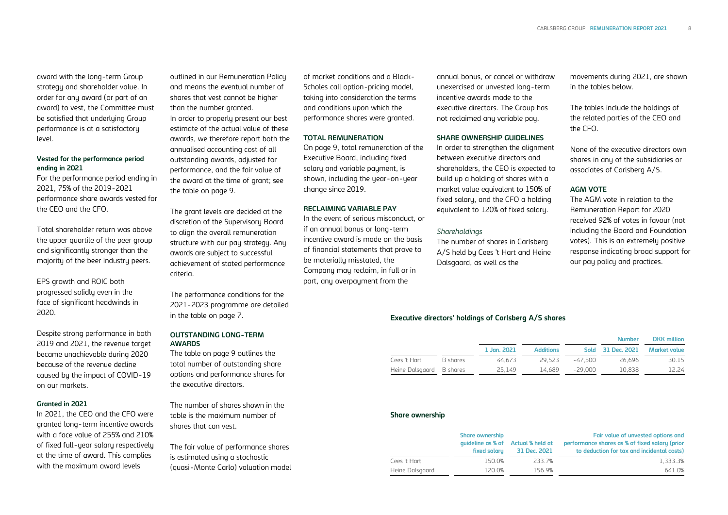award with the long-term Group strategy and shareholder value. In order for any award (or part of an award) to vest, the Committee must be satisfied that underlying Group performance is at a satisfactory level.

#### Vested for the performance period ending in 2021

For the performance period ending in 2021, 75% of the 2019-2021 performance share awards vested for the CEO and the CFO.

Total shareholder return was above the upper quartile of the peer group and significantly stronger than the majority of the beer industry peers.

EPS growth and ROIC both progressed solidly even in the face of significant headwinds in 2020.

Despite strong performance in both 2019 and 2021, the revenue target became unachievable during 2020 because of the revenue decline caused by the impact of COVID-19 on our markets.

#### Granted in 2021

In 2021, the CEO and the CFO were granted long-term incentive awards with a face value of 255% and 210% of fixed full-year salary respectively at the time of award. This complies with the maximum award levels outlined in our Remuneration Policy and means the eventual number of shares that vest cannot be higher than the number granted.

In order to properly present our best estimate of the actual value of these awards, we therefore report both the annualised accounting cost of all outstanding awards, adjusted for performance, and the fair value of the award at the time of grant; see the table on page 9.

The grant levels are decided at the discretion of the Supervisory Board to align the overall remuneration structure with our pay strategy. Any awards are subject to successful achievement of stated performance criteria.

The performance conditions for the 2021-2023 programme are detailed in the table on page 7.

### OUTSTANDING LONG-TERM AWARDS

The table on page 9 outlines the total number of outstanding share options and performance shares for the executive directors.

The number of shares shown in the table is the maximum number of shares that can vest.

The fair value of performance shares is estimated using a stochastic (quasi-Monte Carlo) valuation model of market conditions and a Black-Scholes call option-pricing model, taking into consideration the terms and conditions upon which the performance shares were granted.

### TOTAL REMUNERATION

On page 9, total remuneration of the Executive Board, including fixed salary and variable payment, is shown, including the year-on-year change since 2019.

### RECLAIMING VARIABLE PAY

In the event of serious misconduct, or if an annual bonus or long-term incentive award is made on the basis of financial statements that prove to be materially misstated, the Company may reclaim, in full or in part, any overpayment from the annual bonus, or cancel or withdraw unexercised or unvested long-term incentive awards made to the executive directors. The Group has not reclaimed any variable pay.

### SHARE OWNERSHIP GUIDELINES

In order to strengthen the alignment between executive directors and shareholders, the CEO is expected to build up a holding of shares with a market value equivalent to 150% of fixed salary, and the CFO a holding equivalent to 120% of fixed salary.

*Shareholdings*

The number of shares in Carlsberg A/S held by Cees 't Hart and Heine Dalsgaard, as well as the movements during 2021, are shown in the tables below.

The tables include the holdings of the related parties of the CEO and the CFO.

None of the executive directors own shares in any of the subsidiaries or associates of Carlsberg A/S.

### AGM VOTE

The AGM vote in relation to the Remuneration Report for 2020 received 92% of votes in favour (not including the Board and Foundation votes). This is an extremely positive response indicating broad support for our pay policy and practices.

#### Executive directors' holdings of Carlsberg A/S shares

| | | 1 Jan. 2021 | Additions | Sold | Number 31 Dec. 2021 | DKK million Market value |
|---|---|---|---|---|---|---|
| Cees 't Hart | B shares | 44,673 | 29,523 | -47,500 | 26,696 | 30.15 |
| Heine Dalsgaard | B shares | 25,149 | 14,689 | -29,000 | 10,838 | 12.24 |

#### Share ownership

| | Share ownership guideline as % of fixed salary | Actual % held at 31 Dec. 2021 | Fair value of unvested options and performance shares as % of fixed salary (prior to deduction for tax and incidental costs) |
|---|---|---|---|
| Cees 't Hart | 150.0% | 233.7% | 1,333.3% |
| Heine Dalsgaard | 120.0% | 156.9% | 641.0% |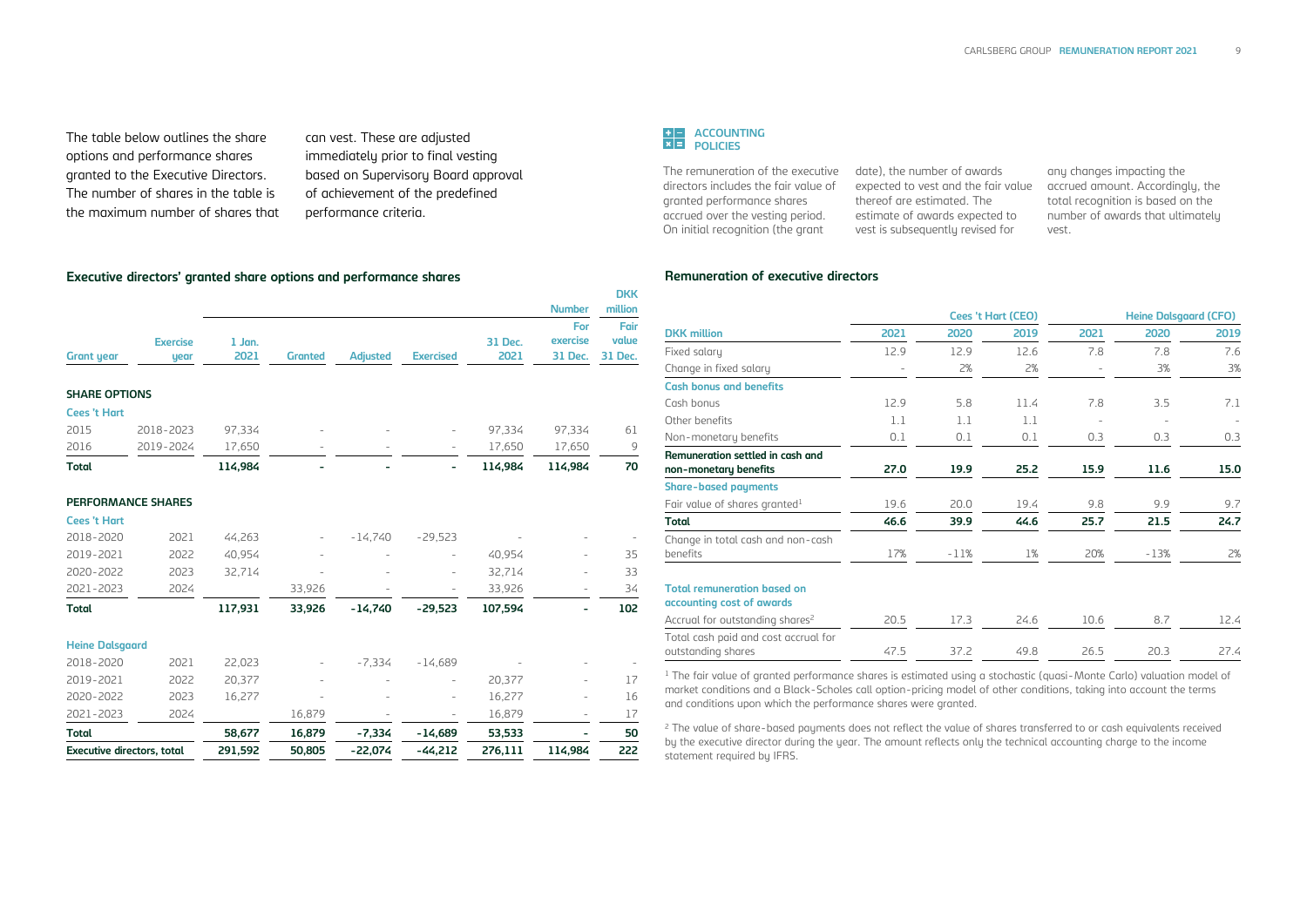The table below outlines the share options and performance shares granted to the Executive Directors. The number of shares in the table is the maximum number of shares that can vest. These are adjusted immediately prior to final vesting based on Supervisory Board approval of achievement of the predefined performance criteria.

### Executive directors' granted share options and performance shares

| Grant year | Exercise year | 1 Jan. 2021 | Granted | Adjusted | Exercised | 31 Dec. 2021 | Number For exercise 31 Dec. | DKK million Fair value 31 Dec. |
|---|---|---|---|---|---|---|---|---|
| **SHARE OPTIONS** | | | | | | | | |
| **Cees 't Hart** | | | | | | | | |
| 2015 | 2018-2023 | 97,334 | - | - | - | 97,334 | 97,334 | 61 |
| 2016 | 2019-2024 | 17,650 | - | - | - | 17,650 | 17,650 | 9 |
| **Total** | | **114,984** | **-** | **-** | **-** | **114,984** | **114,984** | **70** |
| **PERFORMANCE SHARES** | | | | | | | | |
| **Cees 't Hart** | | | | | | | | |
| 2018-2020 | 2021 | 44,263 | - | -14,740 | -29,523 | - | - | - |
| 2019-2021 | 2022 | 40,954 | - | - | - | 40,954 | - | 35 |
| 2020-2022 | 2023 | 32,714 | - | - | - | 32,714 | - | 33 |
| 2021-2023 | 2024 | | 33,926 | - | - | 33,926 | - | 34 |
| **Total** | | **117,931** | **33,926** | **-14,740** | **-29,523** | **107,594** | **-** | **102** |
| **Heine Dalsgaard** | | | | | | | | |
| 2018-2020 | 2021 | 22,023 | - | -7,334 | -14,689 | - | - | - |
| 2019-2021 | 2022 | 20,377 | - | - | - | 20,377 | - | 17 |
| 2020-2022 | 2023 | 16,277 | - | - | - | 16,277 | - | 16 |
| 2021-2023 | 2024 | | 16,879 | - | - | 16,879 | - | 17 |
| **Total** | | **58,677** | **16,879** | **-7,334** | **-14,689** | **53,533** | **-** | **50** |
| **Executive directors, total** | | **291,592** | **50,805** | **-22,074** | **-44,212** | **276,111** | **114,984** | **222** |

### ACCOUNTING POLICIES

The remuneration of the executive directors includes the fair value of granted performance shares accrued over the vesting period. On initial recognition (the grant date), the number of awards expected to vest and the fair value thereof are estimated. The estimate of awards expected to vest is subsequently revised for any changes impacting the accrued amount. Accordingly, the total recognition is based on the number of awards that ultimately vest.

### Remuneration of executive directors

| DKK million | Cees 't Hart (CEO) 2021 | 2020 | 2019 | Heine Dalsgaard (CFO) 2021 | 2020 | 2019 |
|---|---|---|---|---|---|---|
| Fixed salary | 12.9 | 12.9 | 12.6 | 7.8 | 7.8 | 7.6 |
| Change in fixed salary | - | 2% | 2% | - | 3% | 3% |
| **Cash bonus and benefits** | | | | | | |
| Cash bonus | 12.9 | 5.8 | 11.4 | 7.8 | 3.5 | 7.1 |
| Other benefits | 1.1 | 1.1 | 1.1 | - | - | - |
| Non-monetary benefits | 0.1 | 0.1 | 0.1 | 0.3 | 0.3 | 0.3 |
| **Remuneration settled in cash and non-monetary benefits** | **27.0** | **19.9** | **25.2** | **15.9** | **11.6** | **15.0** |
| **Share-based payments** | | | | | | |
| Fair value of shares granted[1] | 19.6 | 20.0 | 19.4 | 9.8 | 9.9 | 9.7 |
| **Total** | **46.6** | **39.9** | **44.6** | **25.7** | **21.5** | **24.7** |
| Change in total cash and non-cash benefits | 17% | -11% | 1% | 20% | -13% | 2% |
| **Total remuneration based on accounting cost of awards** | | | | | | |
| Accrual for outstanding shares[2] | 20.5 | 17.3 | 24.6 | 10.6 | 8.7 | 12.4 |
| Total cash paid and cost accrual for outstanding shares | 47.5 | 37.2 | 49.8 | 26.5 | 20.3 | 27.4 |

[1] The fair value of granted performance shares is estimated using a stochastic (quasi-Monte Carlo) valuation model of market conditions and a Black-Scholes call option-pricing model of other conditions, taking into account the terms and conditions upon which the performance shares were granted.

[2] The value of share-based payments does not reflect the value of shares transferred to or cash equivalents received by the executive director during the year. The amount reflects only the technical accounting charge to the income statement required by IFRS.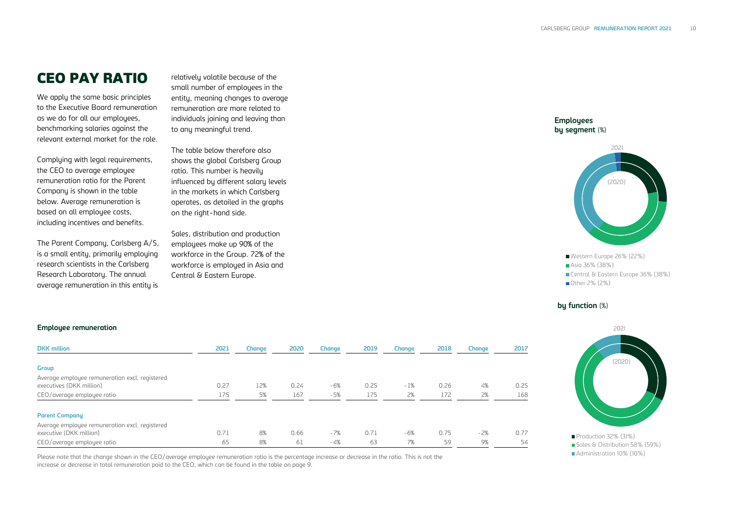# CEO PAY RATIO

We apply the same basic principles to the Executive Board remuneration as we do for all our employees, benchmarking salaries against the relevant external market for the role.

Complying with legal requirements, the CEO to average employee remuneration ratio for the Parent Company is shown in the table below. Average remuneration is based on all employee costs, including incentives and benefits.

The Parent Company, Carlsberg A/S, is a small entity, primarily employing research scientists in the Carlsberg Research Laboratory. The annual average remuneration in this entity is relatively volatile because of the small number of employees in the entity, meaning changes to average remuneration are more related to individuals joining and leaving than to any meaningful trend.

The table below therefore also shows the global Carlsberg Group ratio. This number is heavily influenced by different salary levels in the markets in which Carlsberg operates, as detailed in the graphs on the right-hand side.

Sales, distribution and production employees make up 90% of the workforce in the Group. 72% of the workforce is employed in Asia and Central & Eastern Europe.

### Employee remuneration

| DKK million | 2021 | Change | 2020 | Change | 2019 | Change | 2018 | Change | 2017 |
|---|---|---|---|---|---|---|---|---|---|
| **Group** | | | | | | | | | |
| Average employee remuneration excl. registered executives (DKK million) | 0.27 | 12% | 0.24 | -6% | 0.25 | -1% | 0.26 | 4% | 0.25 |
| CEO/average employee ratio | 175 | 5% | 167 | -5% | 175 | 2% | 172 | 2% | 168 |
| **Parent Company** | | | | | | | | | |
| Average employee remuneration excl. registered executive (DKK million) | 0.71 | 8% | 0.66 | -7% | 0.71 | -6% | 0.75 | -2% | 0.77 |
| CEO/average employee ratio | 65 | 8% | 61 | -4% | 63 | 7% | 59 | 9% | 54 |

Please note that the change shown in the CEO/average employee remuneration ratio is the percentage increase or decrease in the ratio. This is not the increase or decrease in total remuneration paid to the CEO, which can be found in the table on page 9.

### Employees by segment (%)

2021 (2020)

- Western Europe 26% (22%)
- Asia 36% (38%)
- Central & Eastern Europe 36% (38%)
- Other 2% (2%)

### by function (%)

2021 (2020)

- Production 32% (31%)
- Sales & Distribution 58% (59%)
- Administration 10% (10%)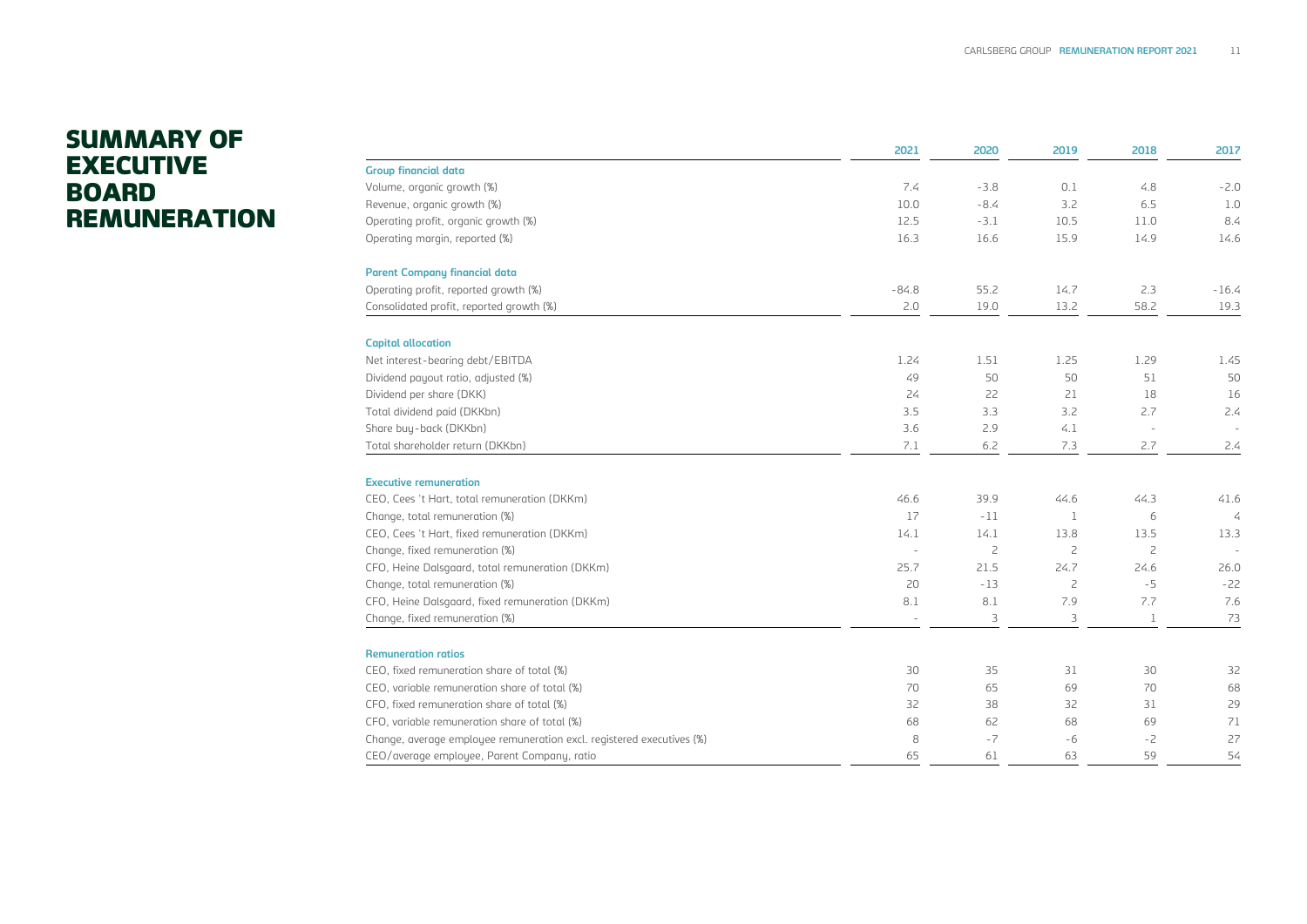# SUMMARY OF EXECUTIVE BOARD REMUNERATION

| | 2021 | 2020 | 2019 | 2018 | 2017 |
|---|---|---|---|---|---|
| **Group financial data** | | | | | |
| Volume, organic growth (%) | 7.4 | -3.8 | 0.1 | 4.8 | -2.0 |
| Revenue, organic growth (%) | 10.0 | -8.4 | 3.2 | 6.5 | 1.0 |
| Operating profit, organic growth (%) | 12.5 | -3.1 | 10.5 | 11.0 | 8.4 |
| Operating margin, reported (%) | 16.3 | 16.6 | 15.9 | 14.9 | 14.6 |
| **Parent Company financial data** | | | | | |
| Operating profit, reported growth (%) | -84.8 | 55.2 | 14.7 | 2.3 | -16.4 |
| Consolidated profit, reported growth (%) | 2.0 | 19.0 | 13.2 | 58.2 | 19.3 |
| **Capital allocation** | | | | | |
| Net interest-bearing debt/EBITDA | 1.24 | 1.51 | 1.25 | 1.29 | 1.45 |
| Dividend payout ratio, adjusted (%) | 49 | 50 | 50 | 51 | 50 |
| Dividend per share (DKK) | 24 | 22 | 21 | 18 | 16 |
| Total dividend paid (DKKbn) | 3.5 | 3.3 | 3.2 | 2.7 | 2.4 |
| Share buy-back (DKKbn) | 3.6 | 2.9 | 4.1 | - | - |
| Total shareholder return (DKKbn) | 7.1 | 6.2 | 7.3 | 2.7 | 2.4 |
| **Executive remuneration** | | | | | |
| CEO, Cees 't Hart, total remuneration (DKKm) | 46.6 | 39.9 | 44.6 | 44.3 | 41.6 |
| Change, total remuneration (%) | 17 | -11 | 1 | 6 | 4 |
| CEO, Cees 't Hart, fixed remuneration (DKKm) | 14.1 | 14.1 | 13.8 | 13.5 | 13.3 |
| Change, fixed remuneration (%) | - | 2 | 2 | 2 | - |
| CFO, Heine Dalsgaard, total remuneration (DKKm) | 25.7 | 21.5 | 24.7 | 24.6 | 26.0 |
| Change, total remuneration (%) | 20 | -13 | 2 | -5 | -22 |
| CFO, Heine Dalsgaard, fixed remuneration (DKKm) | 8.1 | 8.1 | 7.9 | 7.7 | 7.6 |
| Change, fixed remuneration (%) | - | 3 | 3 | 1 | 73 |
| **Remuneration ratios** | | | | | |
| CEO, fixed remuneration share of total (%) | 30 | 35 | 31 | 30 | 32 |
| CEO, variable remuneration share of total (%) | 70 | 65 | 69 | 70 | 68 |
| CFO, fixed remuneration share of total (%) | 32 | 38 | 32 | 31 | 29 |
| CFO, variable remuneration share of total (%) | 68 | 62 | 68 | 69 | 71 |
| Change, average employee remuneration excl. registered executives (%) | 8 | -7 | -6 | -2 | 27 |
| CEO/average employee, Parent Company, ratio | 65 | 61 | 63 | 59 | 54 |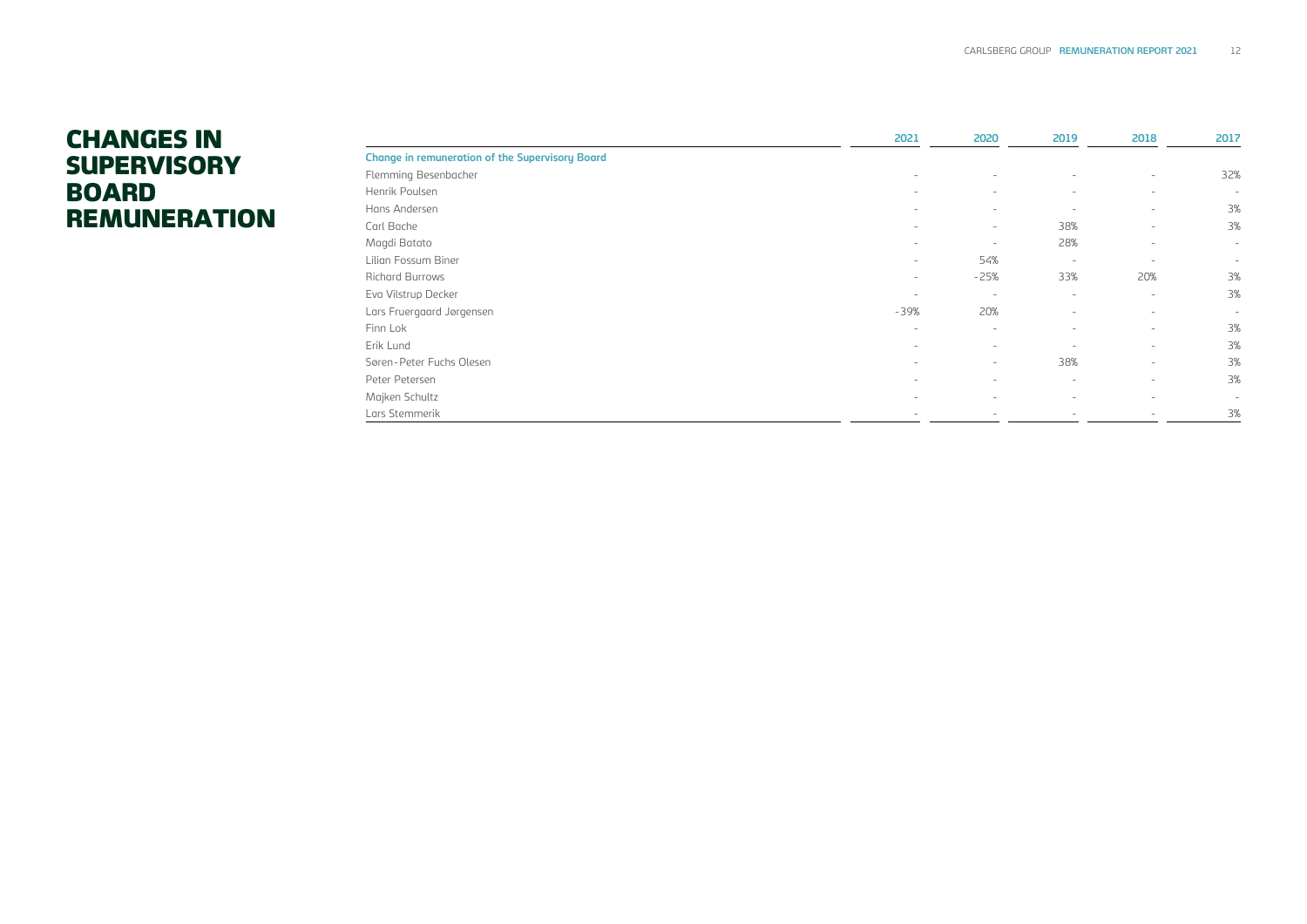# CHANGES IN SUPERVISORY BOARD REMUNERATION

| | 2021 | 2020 | 2019 | 2018 | 2017 |
|---|---|---|---|---|---|
| **Change in remuneration of the Supervisory Board** | | | | | |
| Flemming Besenbacher | - | - | - | - | 32% |
| Henrik Poulsen | - | - | - | - | - |
| Hans Andersen | - | - | - | - | 3% |
| Carl Bache | - | - | 38% | - | 3% |
| Magdi Batato | - | - | 28% | - | - |
| Lilian Fossum Biner | - | 54% | - | - | - |
| Richard Burrows | - | -25% | 33% | 20% | 3% |
| Eva Vilstrup Decker | - | - | - | - | 3% |
| Lars Fruergaard Jørgensen | -39% | 20% | - | - | - |
| Finn Lok | - | - | - | - | 3% |
| Erik Lund | - | - | - | - | 3% |
| Søren-Peter Fuchs Olesen | - | - | 38% | - | 3% |
| Peter Petersen | - | - | - | - | 3% |
| Majken Schultz | - | - | - | - | - |
| Lars Stemmerik | - | - | - | - | 3% |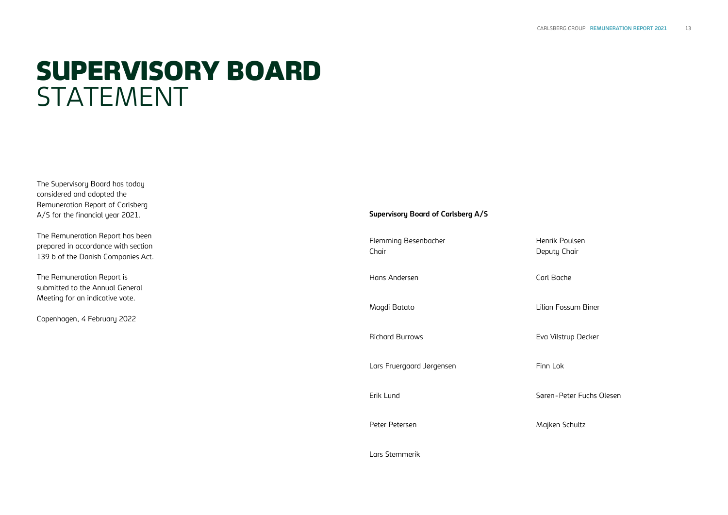# SUPERVISORY BOARD STATEMENT

The Supervisory Board has today considered and adopted the Remuneration Report of Carlsberg A/S for the financial year 2021.

The Remuneration Report has been prepared in accordance with section 139 b of the Danish Companies Act.

The Remuneration Report is submitted to the Annual General Meeting for an indicative vote.

Copenhagen, 4 February 2022

**Supervisory Board of Carlsberg A/S**

Flemming Besenbacher
Chair

Henrik Poulsen
Deputy Chair

Hans Andersen

Carl Bache

Magdi Batato

Lilian Fossum Biner

Richard Burrows

Eva Vilstrup Decker

Lars Fruergaard Jørgensen

Finn Lok

Erik Lund

Søren-Peter Fuchs Olesen

Peter Petersen

Majken Schultz

Lars Stemmerik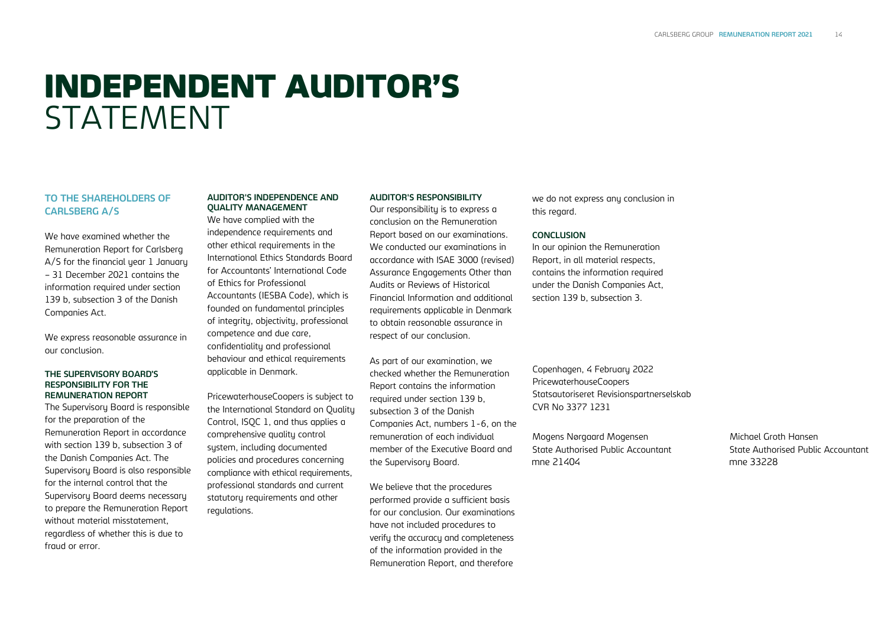# INDEPENDENT AUDITOR'S STATEMENT

## TO THE SHAREHOLDERS OF CARLSBERG A/S

We have examined whether the Remuneration Report for Carlsberg A/S for the financial year 1 January – 31 December 2021 contains the information required under section 139 b, subsection 3 of the Danish Companies Act.

We express reasonable assurance in our conclusion.

### THE SUPERVISORY BOARD'S RESPONSIBILITY FOR THE REMUNERATION REPORT

The Supervisory Board is responsible for the preparation of the Remuneration Report in accordance with section 139 b, subsection 3 of the Danish Companies Act. The Supervisory Board is also responsible for the internal control that the Supervisory Board deems necessary to prepare the Remuneration Report without material misstatement, regardless of whether this is due to fraud or error.

### AUDITOR'S INDEPENDENCE AND QUALITY MANAGEMENT

We have complied with the independence requirements and other ethical requirements in the International Ethics Standards Board for Accountants' International Code of Ethics for Professional Accountants (IESBA Code), which is founded on fundamental principles of integrity, objectivity, professional competence and due care, confidentiality and professional behaviour and ethical requirements applicable in Denmark.

PricewaterhouseCoopers is subject to the International Standard on Quality Control, ISQC 1, and thus applies a comprehensive quality control system, including documented policies and procedures concerning compliance with ethical requirements, professional standards and current statutory requirements and other regulations.

### AUDITOR'S RESPONSIBILITY

Our responsibility is to express a conclusion on the Remuneration Report based on our examinations. We conducted our examinations in accordance with ISAE 3000 (revised) Assurance Engagements Other than Audits or Reviews of Historical Financial Information and additional requirements applicable in Denmark to obtain reasonable assurance in respect of our conclusion.

As part of our examination, we checked whether the Remuneration Report contains the information required under section 139 b, subsection 3 of the Danish Companies Act, numbers 1-6, on the remuneration of each individual member of the Executive Board and the Supervisory Board.

We believe that the procedures performed provide a sufficient basis for our conclusion. Our examinations have not included procedures to verify the accuracy and completeness of the information provided in the Remuneration Report, and therefore we do not express any conclusion in this regard.

### CONCLUSION

In our opinion the Remuneration Report, in all material respects, contains the information required under the Danish Companies Act, section 139 b, subsection 3.

Copenhagen, 4 February 2022
PricewaterhouseCoopers
Statsautoriseret Revisionspartnerselskab
CVR No 3377 1231

Mogens Nørgaard Mogensen
State Authorised Public Accountant
mne 21404

Michael Groth Hansen
State Authorised Public Accountant
mne 33228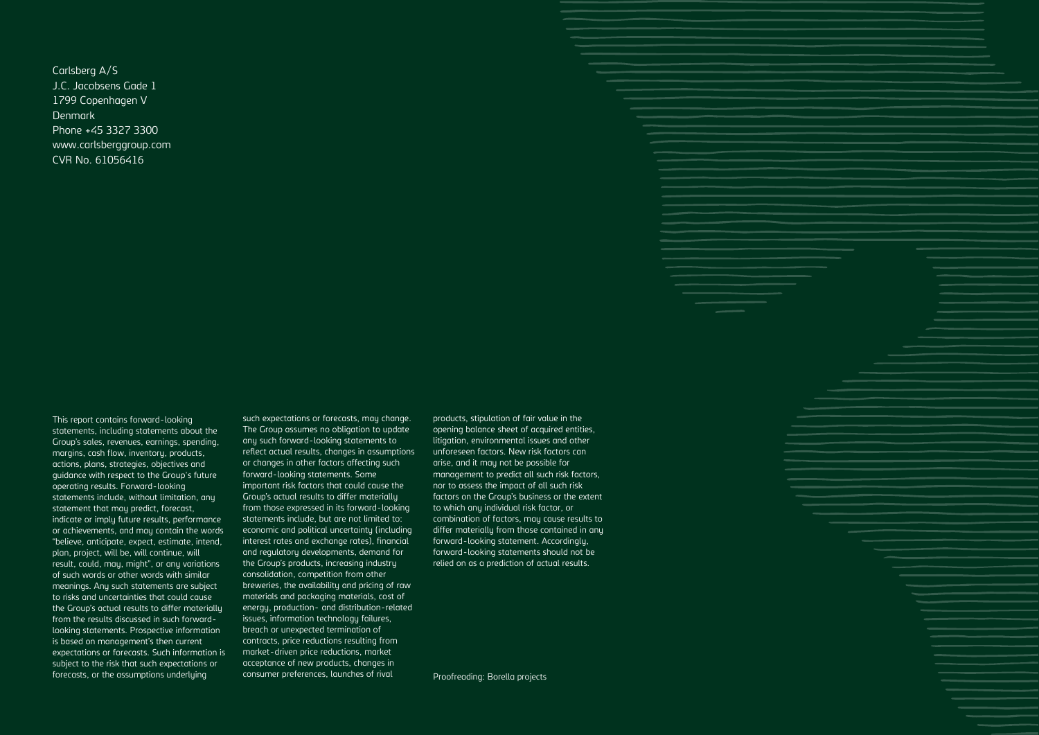Carlsberg A/S
J.C. Jacobsens Gade 1
1799 Copenhagen V
Denmark
Phone +45 3327 3300
www.carlsberggroup.com
CVR No. 61056416

This report contains forward-looking statements, including statements about the Group's sales, revenues, earnings, spending, margins, cash flow, inventory, products, actions, plans, strategies, objectives and guidance with respect to the Group's future operating results. Forward-looking statements include, without limitation, any statement that may predict, forecast, indicate or imply future results, performance or achievements, and may contain the words "believe, anticipate, expect, estimate, intend, plan, project, will be, will continue, will result, could, may, might", or any variations of such words or other words with similar meanings. Any such statements are subject to risks and uncertainties that could cause the Group's actual results to differ materially from the results discussed in such forward-looking statements. Prospective information is based on management's then current expectations or forecasts. Such information is subject to the risk that such expectations or forecasts, or the assumptions underlying such expectations or forecasts, may change. The Group assumes no obligation to update any such forward-looking statements to reflect actual results, changes in assumptions or changes in other factors affecting such forward-looking statements. Some important risk factors that could cause the Group's actual results to differ materially from those expressed in its forward-looking statements include, but are not limited to: economic and political uncertainty (including interest rates and exchange rates), financial and regulatory developments, demand for the Group's products, increasing industry consolidation, competition from other breweries, the availability and pricing of raw materials and packaging materials, cost of energy, production- and distribution-related issues, information technology failures, breach or unexpected termination of contracts, price reductions resulting from market-driven price reductions, market acceptance of new products, changes in consumer preferences, launches of rival products, stipulation of fair value in the opening balance sheet of acquired entities, litigation, environmental issues and other unforeseen factors. New risk factors can arise, and it may not be possible for management to predict all such risk factors, nor to assess the impact of all such risk factors on the Group's business or the extent to which any individual risk factor, or combination of factors, may cause results to differ materially from those contained in any forward-looking statement. Accordingly, forward-looking statements should not be relied on as a prediction of actual results.

Proofreading: Borella projects